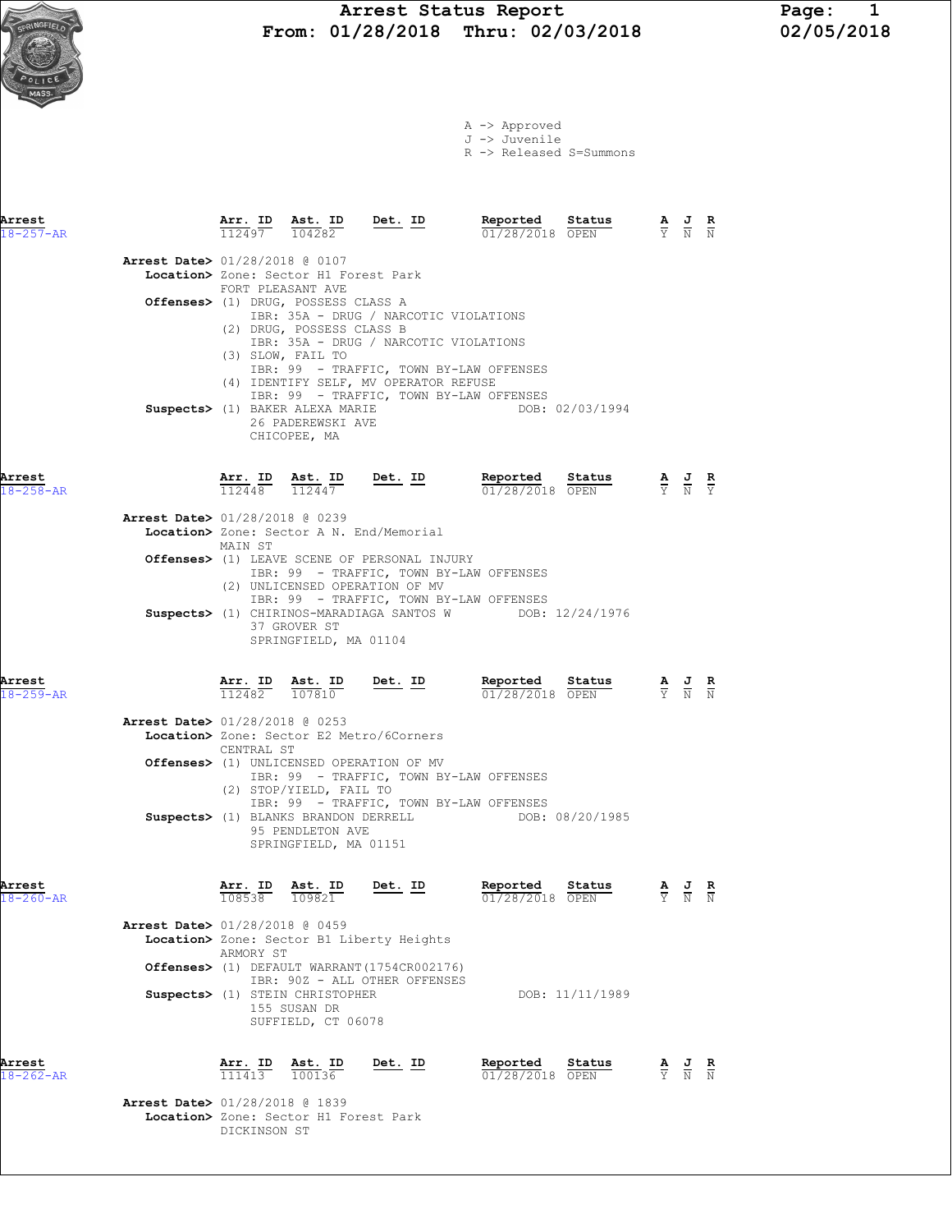# Arrest Status Report
**From: 01/28/2018 Thru: 02/03/2018**

02/05/2018

A -> Approved
J -> Juvenile
R -> Released S=Summons

---

| Arrest | Arr. ID | Ast. ID | Det. ID | Reported | Status | A | J | R |
|---|---|---|---|---|---|---|---|---|
| 18-257-AR | 112497 | 104282 | | 01/28/2018 | OPEN | Y | N | N |

**Arrest Date>** 01/28/2018 @ 0107
**Location>** Zone: Sector H1 Forest Park
FORT PLEASANT AVE
**Offenses>**
(1) DRUG, POSSESS CLASS A
IBR: 35A - DRUG / NARCOTIC VIOLATIONS
(2) DRUG, POSSESS CLASS B
IBR: 35A - DRUG / NARCOTIC VIOLATIONS
(3) SLOW, FAIL TO
IBR: 99 - TRAFFIC, TOWN BY-LAW OFFENSES
(4) IDENTIFY SELF, MV OPERATOR REFUSE
IBR: 99 - TRAFFIC, TOWN BY-LAW OFFENSES
**Suspects>** (1) BAKER ALEXA MARIE DOB: 02/03/1994
26 PADEREWSKI AVE
CHICOPEE, MA

---

| Arrest | Arr. ID | Ast. ID | Det. ID | Reported | Status | A | J | R |
|---|---|---|---|---|---|---|---|---|
| 18-258-AR | 112448 | 112447 | | 01/28/2018 | OPEN | Y | N | Y |

**Arrest Date>** 01/28/2018 @ 0239
**Location>** Zone: Sector A N. End/Memorial
MAIN ST
**Offenses>**
(1) LEAVE SCENE OF PERSONAL INJURY
IBR: 99 - TRAFFIC, TOWN BY-LAW OFFENSES
(2) UNLICENSED OPERATION OF MV
IBR: 99 - TRAFFIC, TOWN BY-LAW OFFENSES
**Suspects>** (1) CHIRINOS-MARADIAGA SANTOS W DOB: 12/24/1976
37 GROVER ST
SPRINGFIELD, MA 01104

---

| Arrest | Arr. ID | Ast. ID | Det. ID | Reported | Status | A | J | R |
|---|---|---|---|---|---|---|---|---|
| 18-259-AR | 112482 | 107810 | | 01/28/2018 | OPEN | Y | N | N |

**Arrest Date>** 01/28/2018 @ 0253
**Location>** Zone: Sector E2 Metro/6Corners
CENTRAL ST
**Offenses>**
(1) UNLICENSED OPERATION OF MV
IBR: 99 - TRAFFIC, TOWN BY-LAW OFFENSES
(2) STOP/YIELD, FAIL TO
IBR: 99 - TRAFFIC, TOWN BY-LAW OFFENSES
**Suspects>** (1) BLANKS BRANDON DERRELL DOB: 08/20/1985
95 PENDLETON AVE
SPRINGFIELD, MA 01151

---

| Arrest | Arr. ID | Ast. ID | Det. ID | Reported | Status | A | J | R |
|---|---|---|---|---|---|---|---|---|
| 18-260-AR | 108538 | 109821 | | 01/28/2018 | OPEN | Y | N | N |

**Arrest Date>** 01/28/2018 @ 0459
**Location>** Zone: Sector B1 Liberty Heights
ARMORY ST
**Offenses>**
(1) DEFAULT WARRANT(1754CR002176)
IBR: 90Z - ALL OTHER OFFENSES
**Suspects>** (1) STEIN CHRISTOPHER DOB: 11/11/1989
155 SUSAN DR
SUFFIELD, CT 06078

---

| Arrest | Arr. ID | Ast. ID | Det. ID | Reported | Status | A | J | R |
|---|---|---|---|---|---|---|---|---|
| 18-262-AR | 111413 | 100136 | | 01/28/2018 | OPEN | Y | N | N |

**Arrest Date>** 01/28/2018 @ 1839
**Location>** Zone: Sector H1 Forest Park
DICKINSON ST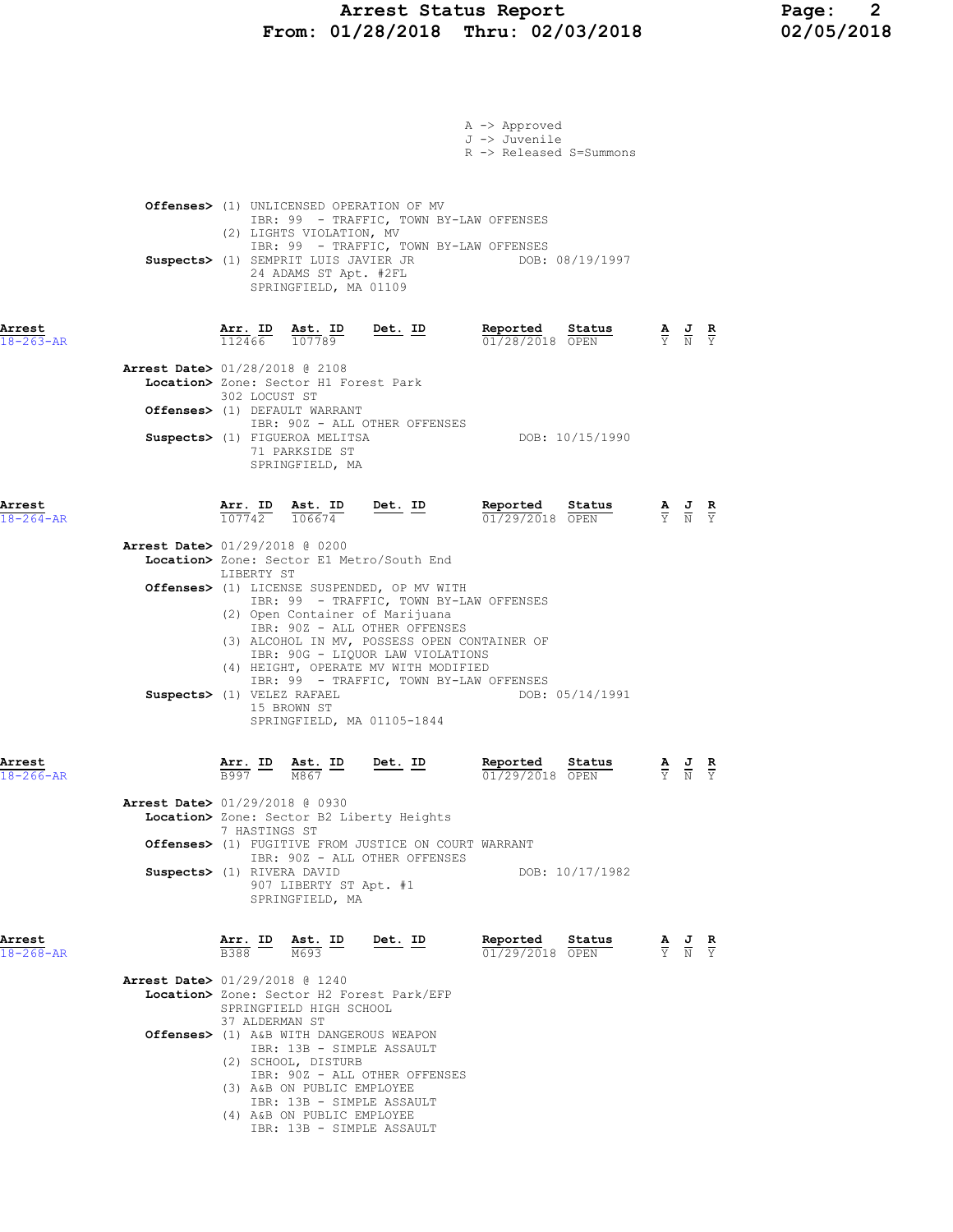A -> Approved
J -> Juvenile
R -> Released S=Summons

**Offenses>** (1) UNLICENSED OPERATION OF MV
IBR: 99 - TRAFFIC, TOWN BY-LAW OFFENSES
(2) LIGHTS VIOLATION, MV
IBR: 99 - TRAFFIC, TOWN BY-LAW OFFENSES
**Suspects>** (1) SEMPRIT LUIS JAVIER JR DOB: 08/19/1997
24 ADAMS ST Apt. #2FL
SPRINGFIELD, MA 01109

## Arrest 18-263-AR

| Arr. ID | Ast. ID | Det. ID | Reported | Status | A | J | R |
|---|---|---|---|---|---|---|---|
| 112466 | 107789 | | 01/28/2018 | OPEN | Y | N | Y |

**Arrest Date>** 01/28/2018 @ 2108
**Location>** Zone: Sector H1 Forest Park
302 LOCUST ST
**Offenses>** (1) DEFAULT WARRANT
IBR: 90Z - ALL OTHER OFFENSES
**Suspects>** (1) FIGUEROA MELITSA DOB: 10/15/1990
71 PARKSIDE ST
SPRINGFIELD, MA

## Arrest 18-264-AR

| Arr. ID | Ast. ID | Det. ID | Reported | Status | A | J | R |
|---|---|---|---|---|---|---|---|
| 107742 | 106674 | | 01/29/2018 | OPEN | Y | N | Y |

**Arrest Date>** 01/29/2018 @ 0200
**Location>** Zone: Sector E1 Metro/South End
LIBERTY ST
**Offenses>** (1) LICENSE SUSPENDED, OP MV WITH
IBR: 99 - TRAFFIC, TOWN BY-LAW OFFENSES
(2) Open Container of Marijuana
IBR: 90Z - ALL OTHER OFFENSES
(3) ALCOHOL IN MV, POSSESS OPEN CONTAINER OF
IBR: 90G - LIQUOR LAW VIOLATIONS
(4) HEIGHT, OPERATE MV WITH MODIFIED
IBR: 99 - TRAFFIC, TOWN BY-LAW OFFENSES
**Suspects>** (1) VELEZ RAFAEL DOB: 05/14/1991
15 BROWN ST
SPRINGFIELD, MA 01105-1844

## Arrest 18-266-AR

| Arr. ID | Ast. ID | Det. ID | Reported | Status | A | J | R |
|---|---|---|---|---|---|---|---|
| B997 | M867 | | 01/29/2018 | OPEN | Y | N | Y |

**Arrest Date>** 01/29/2018 @ 0930
**Location>** Zone: Sector B2 Liberty Heights
7 HASTINGS ST
**Offenses>** (1) FUGITIVE FROM JUSTICE ON COURT WARRANT
IBR: 90Z - ALL OTHER OFFENSES
**Suspects>** (1) RIVERA DAVID DOB: 10/17/1982
907 LIBERTY ST Apt. #1
SPRINGFIELD, MA

## Arrest 18-268-AR

| Arr. ID | Ast. ID | Det. ID | Reported | Status | A | J | R |
|---|---|---|---|---|---|---|---|
| B388 | M693 | | 01/29/2018 | OPEN | Y | N | Y |

**Arrest Date>** 01/29/2018 @ 1240
**Location>** Zone: Sector H2 Forest Park/EFP
SPRINGFIELD HIGH SCHOOL
37 ALDERMAN ST
**Offenses>** (1) A&B WITH DANGEROUS WEAPON
IBR: 13B - SIMPLE ASSAULT
(2) SCHOOL, DISTURB
IBR: 90Z - ALL OTHER OFFENSES
(3) A&B ON PUBLIC EMPLOYEE
IBR: 13B - SIMPLE ASSAULT
(4) A&B ON PUBLIC EMPLOYEE
IBR: 13B - SIMPLE ASSAULT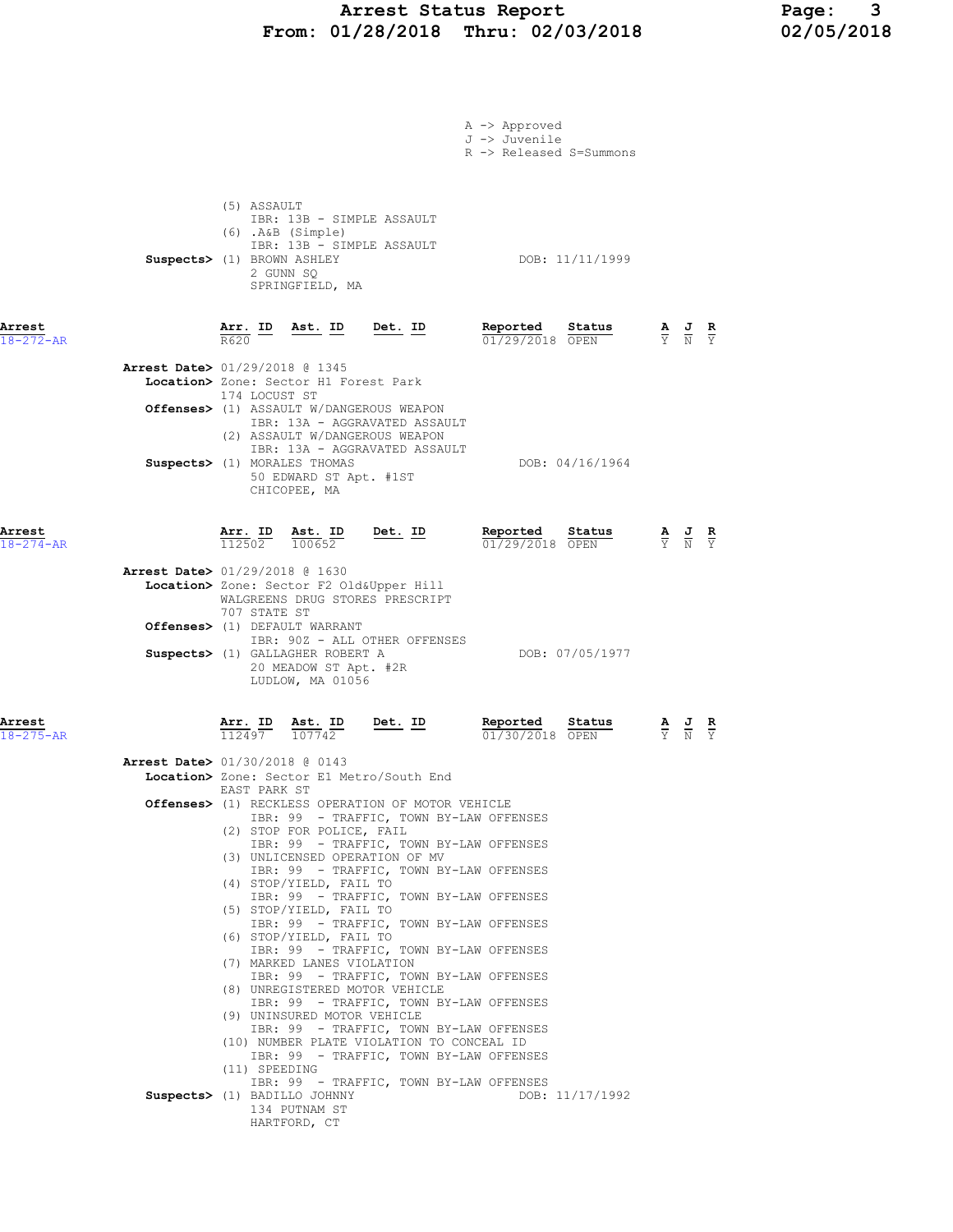A -> Approved
J -> Juvenile
R -> Released S=Summons

(5) ASSAULT
IBR: 13B - SIMPLE ASSAULT
(6) .A&B (Simple)
IBR: 13B - SIMPLE ASSAULT

**Suspects>** (1) BROWN ASHLEY DOB: 11/11/1999
2 GUNN SQ
SPRINGFIELD, MA

| Arrest | Arr. ID | Ast. ID | Det. ID | Reported | Status | A | J | R |
|---|---|---|---|---|---|---|---|---|
| 18-272-AR | R620 | | | 01/29/2018 | OPEN | Y | N | Y |

**Arrest Date>** 01/29/2018 @ 1345
**Location>** Zone: Sector H1 Forest Park
174 LOCUST ST
**Offenses>** (1) ASSAULT W/DANGEROUS WEAPON
IBR: 13A - AGGRAVATED ASSAULT
(2) ASSAULT W/DANGEROUS WEAPON
IBR: 13A - AGGRAVATED ASSAULT
**Suspects>** (1) MORALES THOMAS DOB: 04/16/1964
50 EDWARD ST Apt. #1ST
CHICOPEE, MA

| Arrest | Arr. ID | Ast. ID | Det. ID | Reported | Status | A | J | R |
|---|---|---|---|---|---|---|---|---|
| 18-274-AR | 112502 | 100652 | | 01/29/2018 | OPEN | Y | N | Y |

**Arrest Date>** 01/29/2018 @ 1630
**Location>** Zone: Sector F2 Old&Upper Hill
WALGREENS DRUG STORES PRESCRIPT
707 STATE ST
**Offenses>** (1) DEFAULT WARRANT
IBR: 90Z - ALL OTHER OFFENSES
**Suspects>** (1) GALLAGHER ROBERT A DOB: 07/05/1977
20 MEADOW ST Apt. #2R
LUDLOW, MA 01056

| Arrest | Arr. ID | Ast. ID | Det. ID | Reported | Status | A | J | R |
|---|---|---|---|---|---|---|---|---|
| 18-275-AR | 112497 | 107742 | | 01/30/2018 | OPEN | Y | N | Y |

**Arrest Date>** 01/30/2018 @ 0143
**Location>** Zone: Sector E1 Metro/South End
EAST PARK ST
**Offenses>** (1) RECKLESS OPERATION OF MOTOR VEHICLE
IBR: 99 - TRAFFIC, TOWN BY-LAW OFFENSES
(2) STOP FOR POLICE, FAIL
IBR: 99 - TRAFFIC, TOWN BY-LAW OFFENSES
(3) UNLICENSED OPERATION OF MV
IBR: 99 - TRAFFIC, TOWN BY-LAW OFFENSES
(4) STOP/YIELD, FAIL TO
IBR: 99 - TRAFFIC, TOWN BY-LAW OFFENSES
(5) STOP/YIELD, FAIL TO
IBR: 99 - TRAFFIC, TOWN BY-LAW OFFENSES
(6) STOP/YIELD, FAIL TO
IBR: 99 - TRAFFIC, TOWN BY-LAW OFFENSES
(7) MARKED LANES VIOLATION
IBR: 99 - TRAFFIC, TOWN BY-LAW OFFENSES
(8) UNREGISTERED MOTOR VEHICLE
IBR: 99 - TRAFFIC, TOWN BY-LAW OFFENSES
(9) UNINSURED MOTOR VEHICLE
IBR: 99 - TRAFFIC, TOWN BY-LAW OFFENSES
(10) NUMBER PLATE VIOLATION TO CONCEAL ID
IBR: 99 - TRAFFIC, TOWN BY-LAW OFFENSES
(11) SPEEDING
IBR: 99 - TRAFFIC, TOWN BY-LAW OFFENSES
**Suspects>** (1) BADILLO JOHNNY DOB: 11/17/1992
134 PUTNAM ST
HARTFORD, CT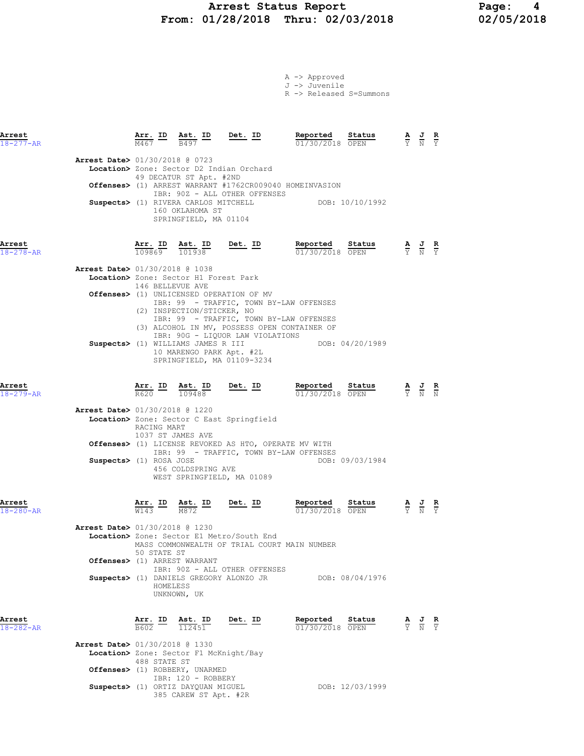# Arrest Status Report
## From: 01/28/2018 Thru: 02/03/2018

A -> Approved
J -> Juvenile
R -> Released S=Summons

---

| Arrest | Arr. ID | Ast. ID | Det. ID | Reported | Status | A | J | R |
|---|---|---|---|---|---|---|---|---|
| 18-277-AR | M467 | B497 | | 01/30/2018 | OPEN | Y | N | Y |

**Arrest Date>** 01/30/2018 @ 0723
**Location>** Zone: Sector D2 Indian Orchard
49 DECATUR ST Apt. #2ND
**Offenses>** (1) ARREST WARRANT #1762CR009040 HOMEINVASION
IBR: 90Z - ALL OTHER OFFENSES
**Suspects>** (1) RIVERA CARLOS MITCHELL DOB: 10/10/1992
160 OKLAHOMA ST
SPRINGFIELD, MA 01104

---

| Arrest | Arr. ID | Ast. ID | Det. ID | Reported | Status | A | J | R |
|---|---|---|---|---|---|---|---|---|
| 18-278-AR | 109869 | 101938 | | 01/30/2018 | OPEN | Y | N | Y |

**Arrest Date>** 01/30/2018 @ 1038
**Location>** Zone: Sector H1 Forest Park
146 BELLEVUE AVE
**Offenses>** (1) UNLICENSED OPERATION OF MV
IBR: 99 - TRAFFIC, TOWN BY-LAW OFFENSES
(2) INSPECTION/STICKER, NO
IBR: 99 - TRAFFIC, TOWN BY-LAW OFFENSES
(3) ALCOHOL IN MV, POSSESS OPEN CONTAINER OF
IBR: 90G - LIQUOR LAW VIOLATIONS
**Suspects>** (1) WILLIAMS JAMES R III DOB: 04/20/1989
10 MARENGO PARK Apt. #2L
SPRINGFIELD, MA 01109-3234

---

| Arrest | Arr. ID | Ast. ID | Det. ID | Reported | Status | A | J | R |
|---|---|---|---|---|---|---|---|---|
| 18-279-AR | R620 | 109488 | | 01/30/2018 | OPEN | Y | N | N |

**Arrest Date>** 01/30/2018 @ 1220
**Location>** Zone: Sector C East Springfield
RACING MART
1037 ST JAMES AVE
**Offenses>** (1) LICENSE REVOKED AS HTO, OPERATE MV WITH
IBR: 99 - TRAFFIC, TOWN BY-LAW OFFENSES
**Suspects>** (1) ROSA JOSE DOB: 09/03/1984
456 COLDSPRING AVE
WEST SPRINGFIELD, MA 01089

---

| Arrest | Arr. ID | Ast. ID | Det. ID | Reported | Status | A | J | R |
|---|---|---|---|---|---|---|---|---|
| 18-280-AR | W143 | M872 | | 01/30/2018 | OPEN | Y | N | Y |

**Arrest Date>** 01/30/2018 @ 1230
**Location>** Zone: Sector E1 Metro/South End
MASS COMMONWEALTH OF TRIAL COURT MAIN NUMBER
50 STATE ST
**Offenses>** (1) ARREST WARRANT
IBR: 90Z - ALL OTHER OFFENSES
**Suspects>** (1) DANIELS GREGORY ALONZO JR DOB: 08/04/1976
HOMELESS
UNKNOWN, UK

---

| Arrest | Arr. ID | Ast. ID | Det. ID | Reported | Status | A | J | R |
|---|---|---|---|---|---|---|---|---|
| 18-282-AR | B602 | 112451 | | 01/30/2018 | OPEN | Y | N | Y |

**Arrest Date>** 01/30/2018 @ 1330
**Location>** Zone: Sector F1 McKnight/Bay
488 STATE ST
**Offenses>** (1) ROBBERY, UNARMED
IBR: 120 - ROBBERY
**Suspects>** (1) ORTIZ DAYQUAN MIGUEL DOB: 12/03/1999
385 CAREW ST Apt. #2R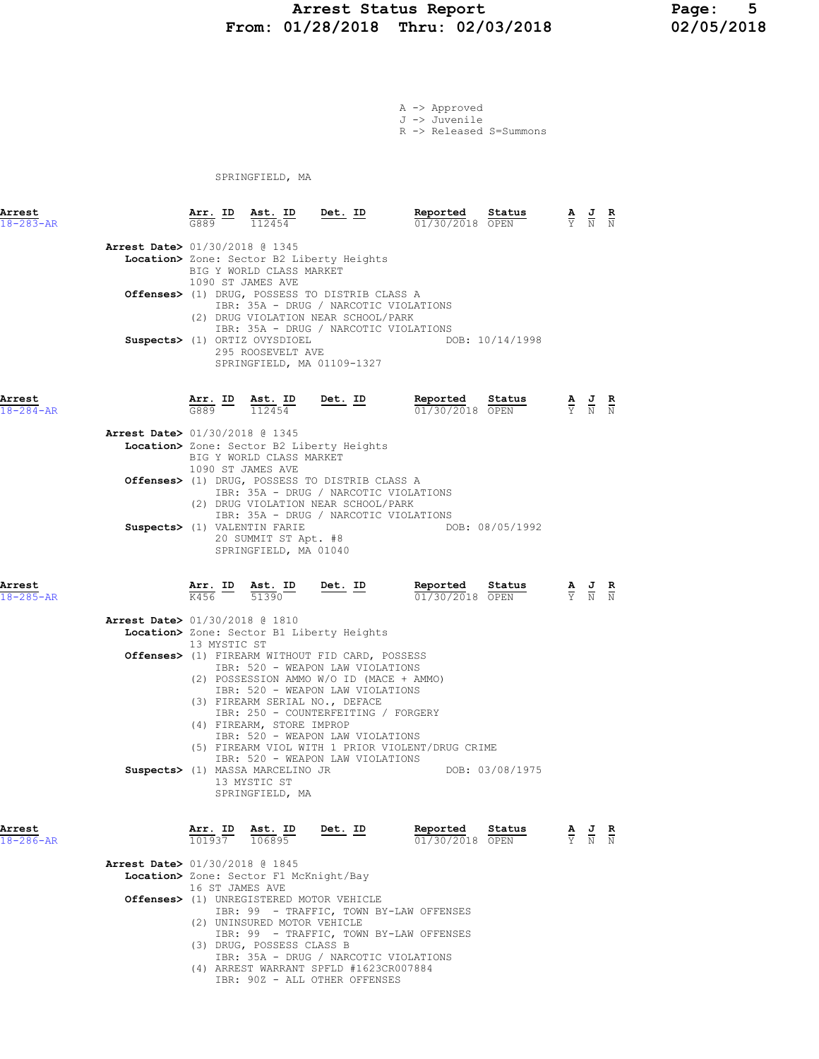A -> Approved
J -> Juvenile
R -> Released S=Summons

SPRINGFIELD, MA

| Arrest | Arr. ID | Ast. ID | Det. ID | Reported | Status | A | J | R |
|---|---|---|---|---|---|---|---|---|
| 18-283-AR | G889 | 112454 | | 01/30/2018 | OPEN | Y | N | N |

**Arrest Date>** 01/30/2018 @ 1345
**Location>** Zone: Sector B2 Liberty Heights
BIG Y WORLD CLASS MARKET
1090 ST JAMES AVE
**Offenses>** (1) DRUG, POSSESS TO DISTRIB CLASS A
IBR: 35A - DRUG / NARCOTIC VIOLATIONS
(2) DRUG VIOLATION NEAR SCHOOL/PARK
IBR: 35A - DRUG / NARCOTIC VIOLATIONS
**Suspects>** (1) ORTIZ OVYSDIOEL DOB: 10/14/1998
295 ROOSEVELT AVE
SPRINGFIELD, MA 01109-1327

| Arrest | Arr. ID | Ast. ID | Det. ID | Reported | Status | A | J | R |
|---|---|---|---|---|---|---|---|---|
| 18-284-AR | G889 | 112454 | | 01/30/2018 | OPEN | Y | N | N |

**Arrest Date>** 01/30/2018 @ 1345
**Location>** Zone: Sector B2 Liberty Heights
BIG Y WORLD CLASS MARKET
1090 ST JAMES AVE
**Offenses>** (1) DRUG, POSSESS TO DISTRIB CLASS A
IBR: 35A - DRUG / NARCOTIC VIOLATIONS
(2) DRUG VIOLATION NEAR SCHOOL/PARK
IBR: 35A - DRUG / NARCOTIC VIOLATIONS
**Suspects>** (1) VALENTIN FARIE DOB: 08/05/1992
20 SUMMIT ST Apt. #8
SPRINGFIELD, MA 01040

| Arrest | Arr. ID | Ast. ID | Det. ID | Reported | Status | A | J | R |
|---|---|---|---|---|---|---|---|---|
| 18-285-AR | K456 | 51390 | | 01/30/2018 | OPEN | Y | N | N |

**Arrest Date>** 01/30/2018 @ 1810
**Location>** Zone: Sector B1 Liberty Heights
13 MYSTIC ST
**Offenses>** (1) FIREARM WITHOUT FID CARD, POSSESS
IBR: 520 - WEAPON LAW VIOLATIONS
(2) POSSESSION AMMO W/O ID (MACE + AMMO)
IBR: 520 - WEAPON LAW VIOLATIONS
(3) FIREARM SERIAL NO., DEFACE
IBR: 250 - COUNTERFEITING / FORGERY
(4) FIREARM, STORE IMPROP
IBR: 520 - WEAPON LAW VIOLATIONS
(5) FIREARM VIOL WITH 1 PRIOR VIOLENT/DRUG CRIME
IBR: 520 - WEAPON LAW VIOLATIONS
**Suspects>** (1) MASSA MARCELINO JR DOB: 03/08/1975
13 MYSTIC ST
SPRINGFIELD, MA

| Arrest | Arr. ID | Ast. ID | Det. ID | Reported | Status | A | J | R |
|---|---|---|---|---|---|---|---|---|
| 18-286-AR | 101937 | 106895 | | 01/30/2018 | OPEN | Y | N | N |

**Arrest Date>** 01/30/2018 @ 1845
**Location>** Zone: Sector F1 McKnight/Bay
16 ST JAMES AVE
**Offenses>** (1) UNREGISTERED MOTOR VEHICLE
IBR: 99 - TRAFFIC, TOWN BY-LAW OFFENSES
(2) UNINSURED MOTOR VEHICLE
IBR: 99 - TRAFFIC, TOWN BY-LAW OFFENSES
(3) DRUG, POSSESS CLASS B
IBR: 35A - DRUG / NARCOTIC VIOLATIONS
(4) ARREST WARRANT SPFLD #1623CR007884
IBR: 90Z - ALL OTHER OFFENSES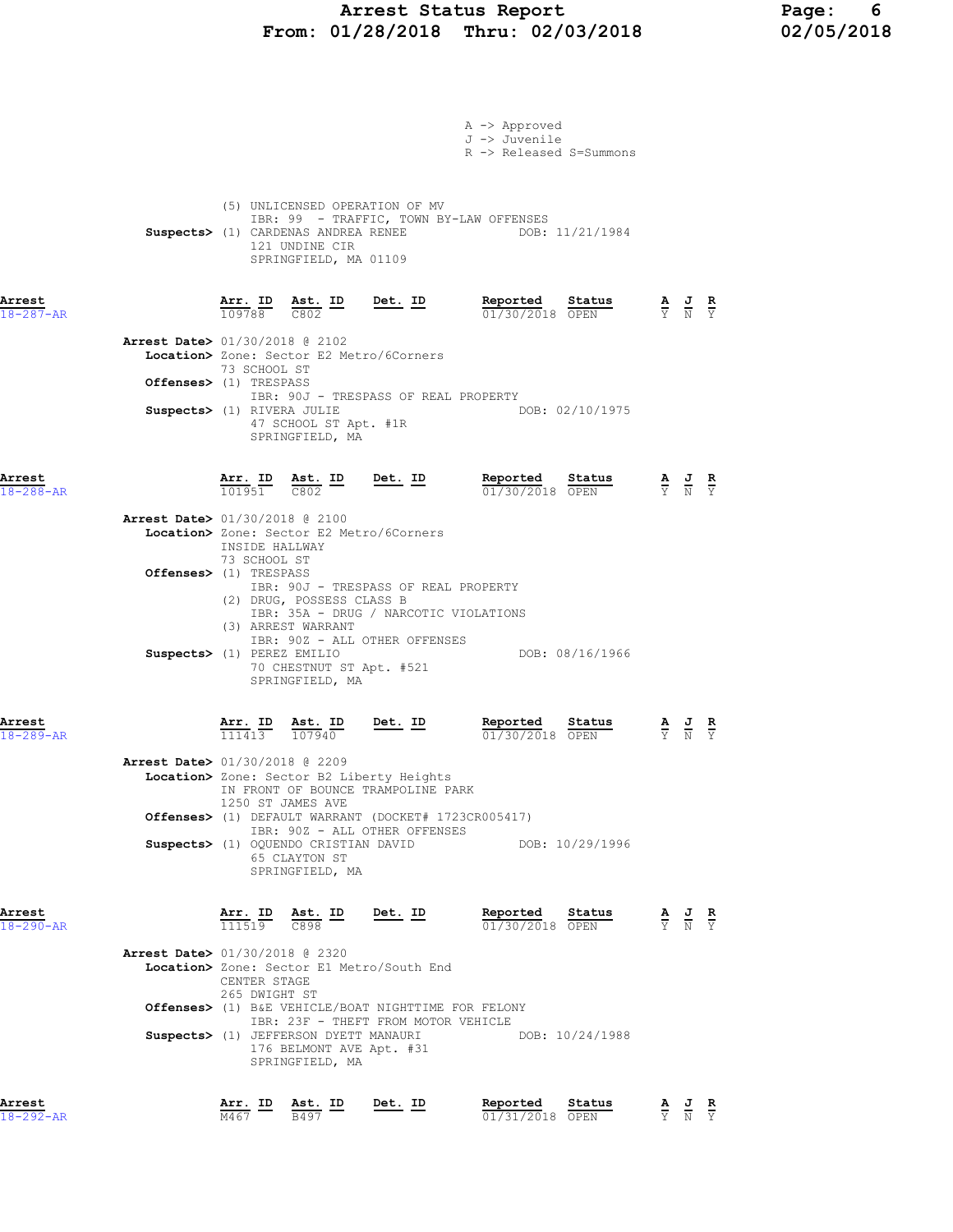A -> Approved
J -> Juvenile
R -> Released S=Summons

(5) UNLICENSED OPERATION OF MV
IBR: 99 - TRAFFIC, TOWN BY-LAW OFFENSES

**Suspects>** (1) CARDENAS ANDREA RENEE DOB: 11/21/1984
121 UNDINE CIR
SPRINGFIELD, MA 01109

**Arrest** 18-287-AR

| Arr. ID | Ast. ID | Det. ID | Reported | Status | A | J | R |
|---|---|---|---|---|---|---|---|
| 109788 | C802 | | 01/30/2018 | OPEN | Y | N | Y |

**Arrest Date>** 01/30/2018 @ 2102
**Location>** Zone: Sector E2 Metro/6Corners
73 SCHOOL ST
**Offenses>** (1) TRESPASS
IBR: 90J - TRESPASS OF REAL PROPERTY
**Suspects>** (1) RIVERA JULIE DOB: 02/10/1975
47 SCHOOL ST Apt. #1R
SPRINGFIELD, MA

**Arrest** 18-288-AR

| Arr. ID | Ast. ID | Det. ID | Reported | Status | A | J | R |
|---|---|---|---|---|---|---|---|
| 101951 | C802 | | 01/30/2018 | OPEN | Y | N | Y |

**Arrest Date>** 01/30/2018 @ 2100
**Location>** Zone: Sector E2 Metro/6Corners
INSIDE HALLWAY
73 SCHOOL ST
**Offenses>** (1) TRESPASS
IBR: 90J - TRESPASS OF REAL PROPERTY
(2) DRUG, POSSESS CLASS B
IBR: 35A - DRUG / NARCOTIC VIOLATIONS
(3) ARREST WARRANT
IBR: 90Z - ALL OTHER OFFENSES
**Suspects>** (1) PEREZ EMILIO DOB: 08/16/1966
70 CHESTNUT ST Apt. #521
SPRINGFIELD, MA

**Arrest** 18-289-AR

| Arr. ID | Ast. ID | Det. ID | Reported | Status | A | J | R |
|---|---|---|---|---|---|---|---|
| 111413 | 107940 | | 01/30/2018 | OPEN | Y | N | Y |

**Arrest Date>** 01/30/2018 @ 2209
**Location>** Zone: Sector B2 Liberty Heights
IN FRONT OF BOUNCE TRAMPOLINE PARK
1250 ST JAMES AVE
**Offenses>** (1) DEFAULT WARRANT (DOCKET# 1723CR005417)
IBR: 90Z - ALL OTHER OFFENSES
**Suspects>** (1) OQUENDO CRISTIAN DAVID DOB: 10/29/1996
65 CLAYTON ST
SPRINGFIELD, MA

**Arrest** 18-290-AR

| Arr. ID | Ast. ID | Det. ID | Reported | Status | A | J | R |
|---|---|---|---|---|---|---|---|
| 111519 | C898 | | 01/30/2018 | OPEN | Y | N | Y |

**Arrest Date>** 01/30/2018 @ 2320
**Location>** Zone: Sector E1 Metro/South End
CENTER STAGE
265 DWIGHT ST
**Offenses>** (1) B&E VEHICLE/BOAT NIGHTTIME FOR FELONY
IBR: 23F - THEFT FROM MOTOR VEHICLE
**Suspects>** (1) JEFFERSON DYETT MANAURI DOB: 10/24/1988
176 BELMONT AVE Apt. #31
SPRINGFIELD, MA

**Arrest** 18-292-AR

| Arr. ID | Ast. ID | Det. ID | Reported | Status | A | J | R |
|---|---|---|---|---|---|---|---|
| M467 | B497 | | 01/31/2018 | OPEN | Y | N | Y |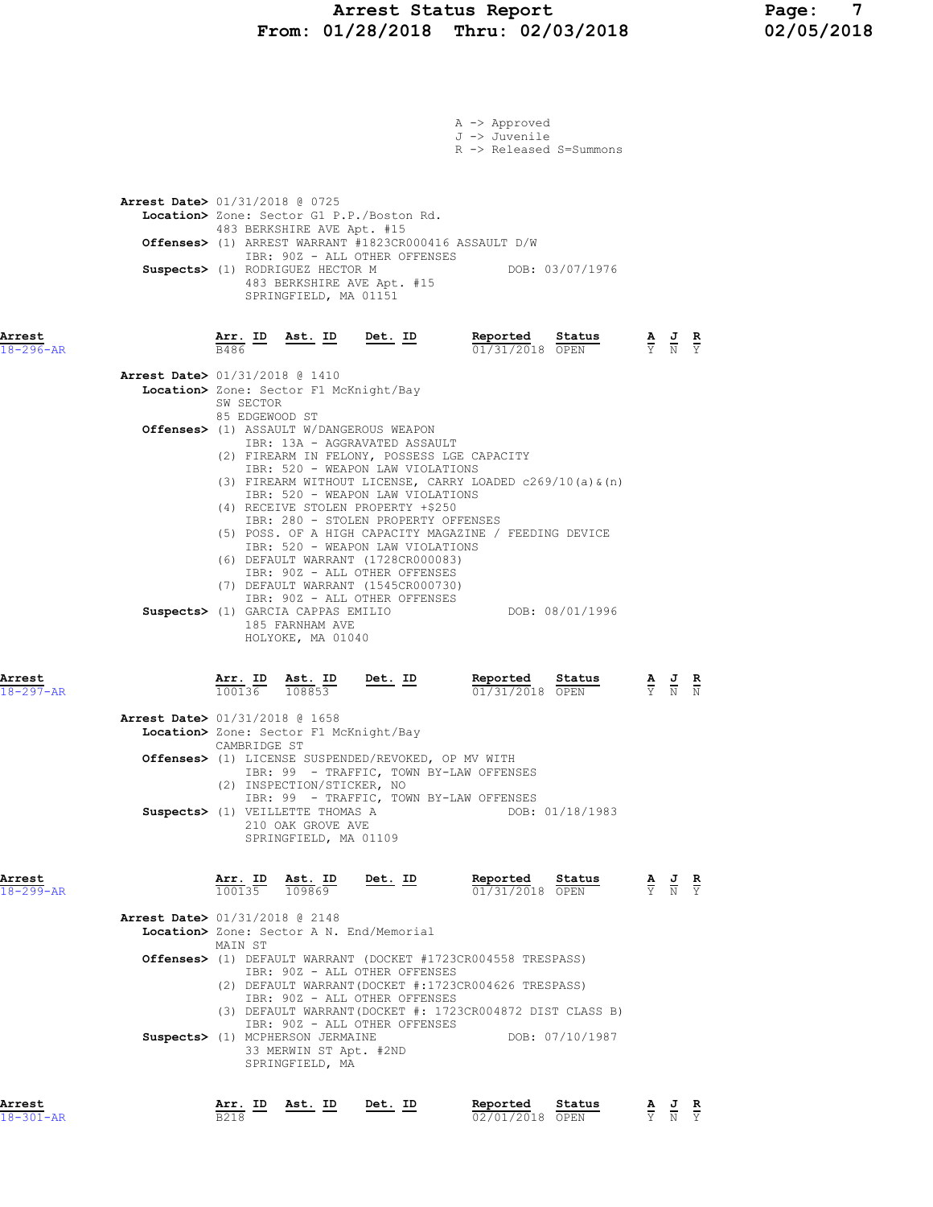A -> Approved
J -> Juvenile
R -> Released S=Summons

**Arrest Date>** 01/31/2018 @ 0725
**Location>** Zone: Sector G1 P.P./Boston Rd.
483 BERKSHIRE AVE Apt. #15
**Offenses>** (1) ARREST WARRANT #1823CR000416 ASSAULT D/W
IBR: 90Z - ALL OTHER OFFENSES
**Suspects>** (1) RODRIGUEZ HECTOR M DOB: 03/07/1976
483 BERKSHIRE AVE Apt. #15
SPRINGFIELD, MA 01151

| Arrest | Arr. ID | Ast. ID | Det. ID | Reported | Status | A | J | R |
|---|---|---|---|---|---|---|---|---|
| 18-296-AR | B486 | | | 01/31/2018 | OPEN | Y | N | Y |

**Arrest Date>** 01/31/2018 @ 1410
**Location>** Zone: Sector F1 McKnight/Bay
SW SECTOR
85 EDGEWOOD ST
**Offenses>** (1) ASSAULT W/DANGEROUS WEAPON
IBR: 13A - AGGRAVATED ASSAULT
(2) FIREARM IN FELONY, POSSESS LGE CAPACITY
IBR: 520 - WEAPON LAW VIOLATIONS
(3) FIREARM WITHOUT LICENSE, CARRY LOADED c269/10(a)&(n)
IBR: 520 - WEAPON LAW VIOLATIONS
(4) RECEIVE STOLEN PROPERTY +$250
IBR: 280 - STOLEN PROPERTY OFFENSES
(5) POSS. OF A HIGH CAPACITY MAGAZINE / FEEDING DEVICE
IBR: 520 - WEAPON LAW VIOLATIONS
(6) DEFAULT WARRANT (1728CR000083)
IBR: 90Z - ALL OTHER OFFENSES
(7) DEFAULT WARRANT (1545CR000730)
IBR: 90Z - ALL OTHER OFFENSES
**Suspects>** (1) GARCIA CAPPAS EMILIO DOB: 08/01/1996
185 FARNHAM AVE
HOLYOKE, MA 01040

| Arrest | Arr. ID | Ast. ID | Det. ID | Reported | Status | A | J | R |
|---|---|---|---|---|---|---|---|---|
| 18-297-AR | 100136 | 108853 | | 01/31/2018 | OPEN | Y | N | N |

**Arrest Date>** 01/31/2018 @ 1658
**Location>** Zone: Sector F1 McKnight/Bay
CAMBRIDGE ST
**Offenses>** (1) LICENSE SUSPENDED/REVOKED, OP MV WITH
IBR: 99 - TRAFFIC, TOWN BY-LAW OFFENSES
(2) INSPECTION/STICKER, NO
IBR: 99 - TRAFFIC, TOWN BY-LAW OFFENSES
**Suspects>** (1) VEILLETTE THOMAS A DOB: 01/18/1983
210 OAK GROVE AVE
SPRINGFIELD, MA 01109

| Arrest | Arr. ID | Ast. ID | Det. ID | Reported | Status | A | J | R |
|---|---|---|---|---|---|---|---|---|
| 18-299-AR | 100135 | 109869 | | 01/31/2018 | OPEN | Y | N | Y |

**Arrest Date>** 01/31/2018 @ 2148
**Location>** Zone: Sector A N. End/Memorial
MAIN ST
**Offenses>** (1) DEFAULT WARRANT (DOCKET #1723CR004558 TRESPASS)
IBR: 90Z - ALL OTHER OFFENSES
(2) DEFAULT WARRANT(DOCKET #:1723CR004626 TRESPASS)
IBR: 90Z - ALL OTHER OFFENSES
(3) DEFAULT WARRANT(DOCKET #: 1723CR004872 DIST CLASS B)
IBR: 90Z - ALL OTHER OFFENSES
**Suspects>** (1) MCPHERSON JERMAINE DOB: 07/10/1987
33 MERWIN ST Apt. #2ND
SPRINGFIELD, MA

| Arrest | Arr. ID | Ast. ID | Det. ID | Reported | Status | A | J | R |
|---|---|---|---|---|---|---|---|---|
| 18-301-AR | B218 | | | 02/01/2018 | OPEN | Y | N | Y |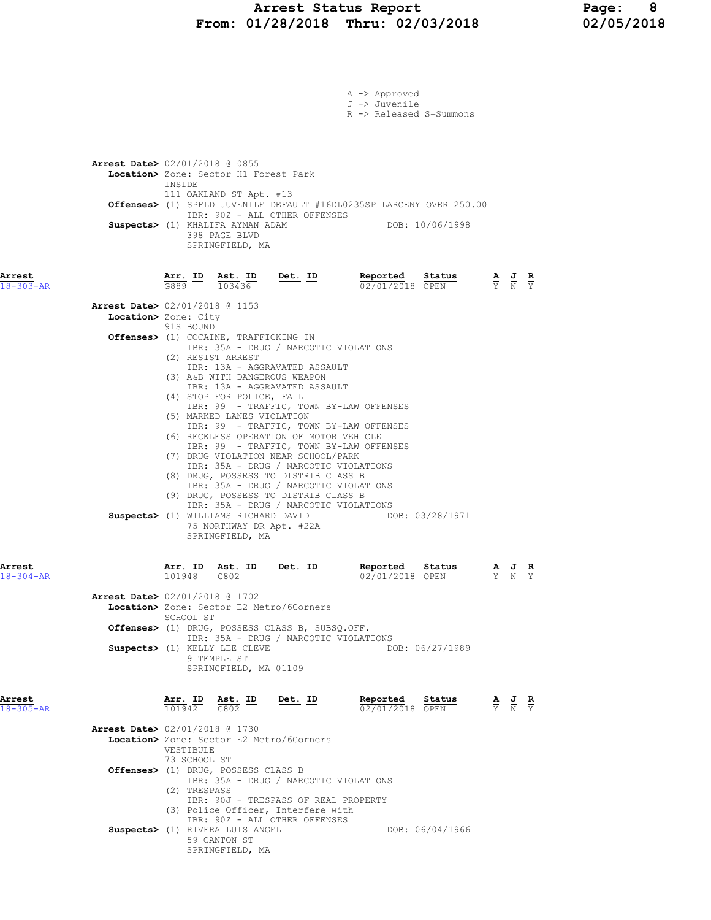A -> Approved
J -> Juvenile
R -> Released S=Summons

**Arrest Date>** 02/01/2018 @ 0855
**Location>** Zone: Sector H1 Forest Park
INSIDE
111 OAKLAND ST Apt. #13
**Offenses>** (1) SPFLD JUVENILE DEFAULT #16DL0235SP LARCENY OVER 250.00
IBR: 90Z - ALL OTHER OFFENSES
**Suspects>** (1) KHALIFA AYMAN ADAM DOB: 10/06/1998
398 PAGE BLVD
SPRINGFIELD, MA

**Arrest** 18-303-AR

| Arr. ID | Ast. ID | Det. ID | Reported | Status | A | J | R |
|---|---|---|---|---|---|---|---|
| G889 | 103436 | | 02/01/2018 | OPEN | Y | N | Y |

**Arrest Date>** 02/01/2018 @ 1153
**Location>** Zone: City
91S BOUND
**Offenses>** (1) COCAINE, TRAFFICKING IN
IBR: 35A - DRUG / NARCOTIC VIOLATIONS
(2) RESIST ARREST
IBR: 13A - AGGRAVATED ASSAULT
(3) A&B WITH DANGEROUS WEAPON
IBR: 13A - AGGRAVATED ASSAULT
(4) STOP FOR POLICE, FAIL
IBR: 99 - TRAFFIC, TOWN BY-LAW OFFENSES
(5) MARKED LANES VIOLATION
IBR: 99 - TRAFFIC, TOWN BY-LAW OFFENSES
(6) RECKLESS OPERATION OF MOTOR VEHICLE
IBR: 99 - TRAFFIC, TOWN BY-LAW OFFENSES
(7) DRUG VIOLATION NEAR SCHOOL/PARK
IBR: 35A - DRUG / NARCOTIC VIOLATIONS
(8) DRUG, POSSESS TO DISTRIB CLASS B
IBR: 35A - DRUG / NARCOTIC VIOLATIONS
(9) DRUG, POSSESS TO DISTRIB CLASS B
IBR: 35A - DRUG / NARCOTIC VIOLATIONS
**Suspects>** (1) WILLIAMS RICHARD DAVID DOB: 03/28/1971
75 NORTHWAY DR Apt. #22A
SPRINGFIELD, MA

**Arrest** 18-304-AR

| Arr. ID | Ast. ID | Det. ID | Reported | Status | A | J | R |
|---|---|---|---|---|---|---|---|
| 101948 | C802 | | 02/01/2018 | OPEN | Y | N | Y |

**Arrest Date>** 02/01/2018 @ 1702
**Location>** Zone: Sector E2 Metro/6Corners
SCHOOL ST
**Offenses>** (1) DRUG, POSSESS CLASS B, SUBSQ.OFF.
IBR: 35A - DRUG / NARCOTIC VIOLATIONS
**Suspects>** (1) KELLY LEE CLEVE DOB: 06/27/1989
9 TEMPLE ST
SPRINGFIELD, MA 01109

**Arrest** 18-305-AR

| Arr. ID | Ast. ID | Det. ID | Reported | Status | A | J | R |
|---|---|---|---|---|---|---|---|
| 101942 | C802 | | 02/01/2018 | OPEN | Y | N | Y |

**Arrest Date>** 02/01/2018 @ 1730
**Location>** Zone: Sector E2 Metro/6Corners
VESTIBULE
73 SCHOOL ST
**Offenses>** (1) DRUG, POSSESS CLASS B
IBR: 35A - DRUG / NARCOTIC VIOLATIONS
(2) TRESPASS
IBR: 90J - TRESPASS OF REAL PROPERTY
(3) Police Officer, Interfere with
IBR: 90Z - ALL OTHER OFFENSES
**Suspects>** (1) RIVERA LUIS ANGEL DOB: 06/04/1966
59 CANTON ST
SPRINGFIELD, MA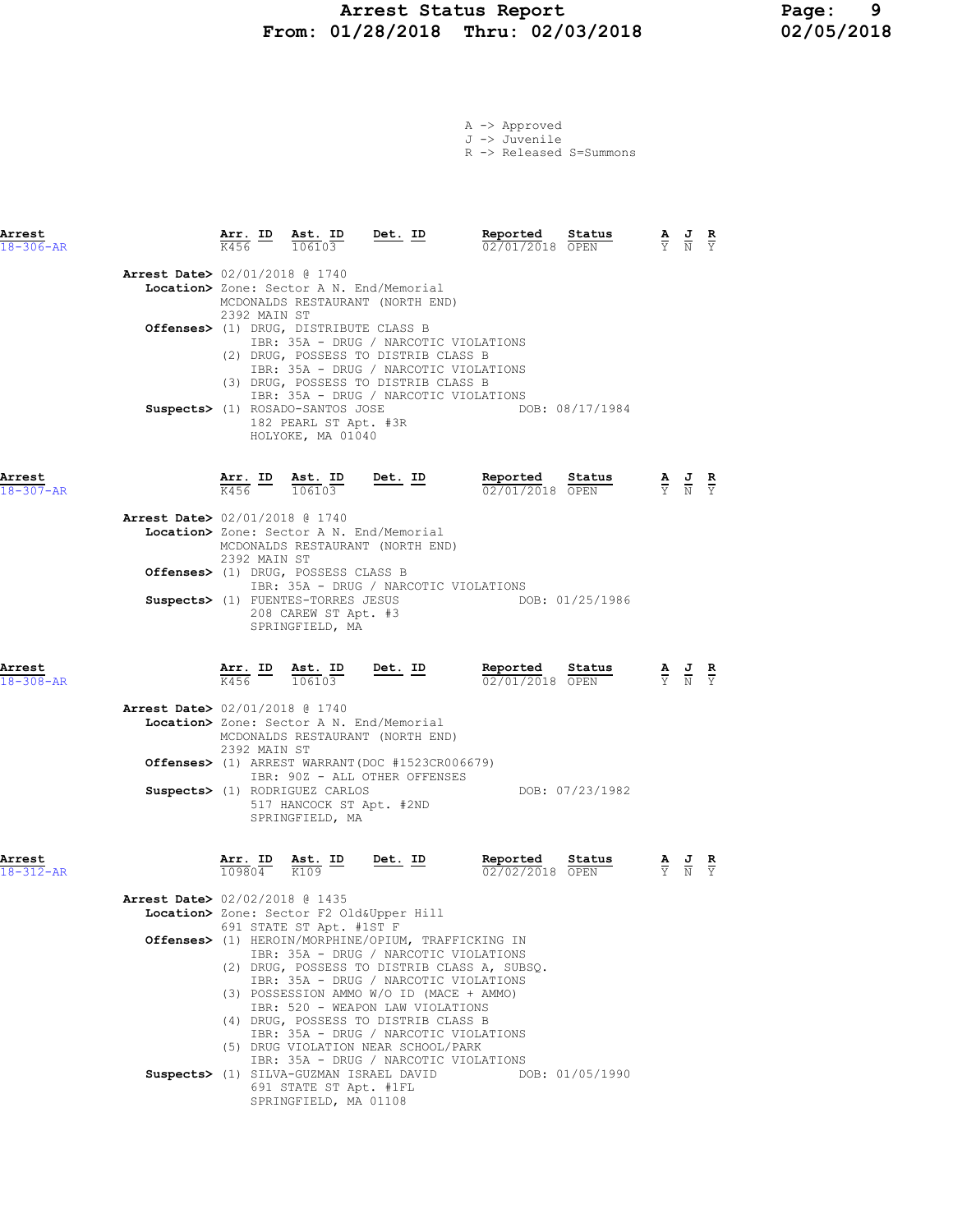# Arrest Status Report
## From: 01/28/2018 Thru: 02/03/2018

A -> Approved
J -> Juvenile
R -> Released S=Summons

**Arrest** 18-306-AR

| Arr. ID | Ast. ID | Det. ID | Reported | Status | A | J | R |
|---|---|---|---|---|---|---|---|
| K456 | 106103 | | 02/01/2018 | OPEN | Y | N | Y |

**Arrest Date>** 02/01/2018 @ 1740
**Location>** Zone: Sector A N. End/Memorial
MCDONALDS RESTAURANT (NORTH END)
2392 MAIN ST
**Offenses>** (1) DRUG, DISTRIBUTE CLASS B
IBR: 35A - DRUG / NARCOTIC VIOLATIONS
(2) DRUG, POSSESS TO DISTRIB CLASS B
IBR: 35A - DRUG / NARCOTIC VIOLATIONS
(3) DRUG, POSSESS TO DISTRIB CLASS B
IBR: 35A - DRUG / NARCOTIC VIOLATIONS
**Suspects>** (1) ROSADO-SANTOS JOSE DOB: 08/17/1984
182 PEARL ST Apt. #3R
HOLYOKE, MA 01040

**Arrest** 18-307-AR

| Arr. ID | Ast. ID | Det. ID | Reported | Status | A | J | R |
|---|---|---|---|---|---|---|---|
| K456 | 106103 | | 02/01/2018 | OPEN | Y | N | Y |

**Arrest Date>** 02/01/2018 @ 1740
**Location>** Zone: Sector A N. End/Memorial
MCDONALDS RESTAURANT (NORTH END)
2392 MAIN ST
**Offenses>** (1) DRUG, POSSESS CLASS B
IBR: 35A - DRUG / NARCOTIC VIOLATIONS
**Suspects>** (1) FUENTES-TORRES JESUS DOB: 01/25/1986
208 CAREW ST Apt. #3
SPRINGFIELD, MA

**Arrest** 18-308-AR

| Arr. ID | Ast. ID | Det. ID | Reported | Status | A | J | R |
|---|---|---|---|---|---|---|---|
| K456 | 106103 | | 02/01/2018 | OPEN | Y | N | Y |

**Arrest Date>** 02/01/2018 @ 1740
**Location>** Zone: Sector A N. End/Memorial
MCDONALDS RESTAURANT (NORTH END)
2392 MAIN ST
**Offenses>** (1) ARREST WARRANT(DOC #1523CR006679)
IBR: 90Z - ALL OTHER OFFENSES
**Suspects>** (1) RODRIGUEZ CARLOS DOB: 07/23/1982
517 HANCOCK ST Apt. #2ND
SPRINGFIELD, MA

**Arrest** 18-312-AR

| Arr. ID | Ast. ID | Det. ID | Reported | Status | A | J | R |
|---|---|---|---|---|---|---|---|
| 109804 | K109 | | 02/02/2018 | OPEN | Y | N | Y |

**Arrest Date>** 02/02/2018 @ 1435
**Location>** Zone: Sector F2 Old&Upper Hill
691 STATE ST Apt. #1ST F
**Offenses>** (1) HEROIN/MORPHINE/OPIUM, TRAFFICKING IN
IBR: 35A - DRUG / NARCOTIC VIOLATIONS
(2) DRUG, POSSESS TO DISTRIB CLASS A, SUBSQ.
IBR: 35A - DRUG / NARCOTIC VIOLATIONS
(3) POSSESSION AMMO W/O ID (MACE + AMMO)
IBR: 520 - WEAPON LAW VIOLATIONS
(4) DRUG, POSSESS TO DISTRIB CLASS B
IBR: 35A - DRUG / NARCOTIC VIOLATIONS
(5) DRUG VIOLATION NEAR SCHOOL/PARK
IBR: 35A - DRUG / NARCOTIC VIOLATIONS
**Suspects>** (1) SILVA-GUZMAN ISRAEL DAVID DOB: 01/05/1990
691 STATE ST Apt. #1FL
SPRINGFIELD, MA 01108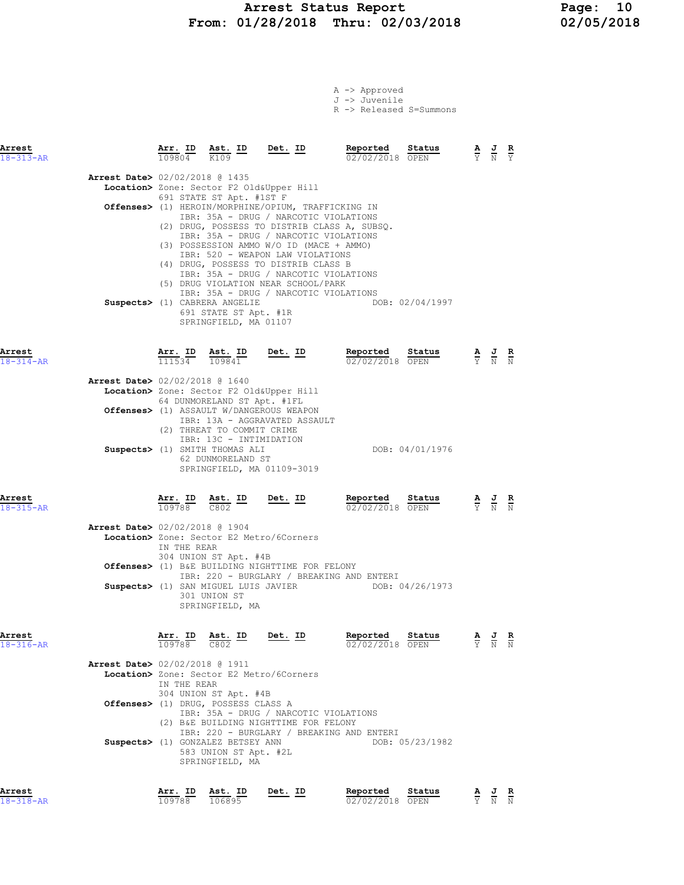# Arrest Status Report
## From: 01/28/2018 Thru: 02/03/2018

A -> Approved
J -> Juvenile
R -> Released S=Summons

| Arrest | Arr. ID | Ast. ID | Det. ID | Reported | Status | A | J | R |
|---|---|---|---|---|---|---|---|---|
| 18-313-AR | 109804 | K109 | | 02/02/2018 | OPEN | Y | N | Y |

**Arrest Date>** 02/02/2018 @ 1435
**Location>** Zone: Sector F2 Old&Upper Hill
691 STATE ST Apt. #1ST F
**Offenses>** (1) HEROIN/MORPHINE/OPIUM, TRAFFICKING IN
IBR: 35A - DRUG / NARCOTIC VIOLATIONS
(2) DRUG, POSSESS TO DISTRIB CLASS A, SUBSQ.
IBR: 35A - DRUG / NARCOTIC VIOLATIONS
(3) POSSESSION AMMO W/O ID (MACE + AMMO)
IBR: 520 - WEAPON LAW VIOLATIONS
(4) DRUG, POSSESS TO DISTRIB CLASS B
IBR: 35A - DRUG / NARCOTIC VIOLATIONS
(5) DRUG VIOLATION NEAR SCHOOL/PARK
IBR: 35A - DRUG / NARCOTIC VIOLATIONS
**Suspects>** (1) CABRERA ANGELIE DOB: 02/04/1997
691 STATE ST Apt. #1R
SPRINGFIELD, MA 01107

| Arrest | Arr. ID | Ast. ID | Det. ID | Reported | Status | A | J | R |
|---|---|---|---|---|---|---|---|---|
| 18-314-AR | 111534 | 109841 | | 02/02/2018 | OPEN | Y | N | N |

**Arrest Date>** 02/02/2018 @ 1640
**Location>** Zone: Sector F2 Old&Upper Hill
64 DUNMORELAND ST Apt. #1FL
**Offenses>** (1) ASSAULT W/DANGEROUS WEAPON
IBR: 13A - AGGRAVATED ASSAULT
(2) THREAT TO COMMIT CRIME
IBR: 13C - INTIMIDATION
**Suspects>** (1) SMITH THOMAS ALI DOB: 04/01/1976
62 DUNMORELAND ST
SPRINGFIELD, MA 01109-3019

| Arrest | Arr. ID | Ast. ID | Det. ID | Reported | Status | A | J | R |
|---|---|---|---|---|---|---|---|---|
| 18-315-AR | 109788 | C802 | | 02/02/2018 | OPEN | Y | N | N |

**Arrest Date>** 02/02/2018 @ 1904
**Location>** Zone: Sector E2 Metro/6Corners
IN THE REAR
304 UNION ST Apt. #4B
**Offenses>** (1) B&E BUILDING NIGHTTIME FOR FELONY
IBR: 220 - BURGLARY / BREAKING AND ENTERI
**Suspects>** (1) SAN MIGUEL LUIS JAVIER DOB: 04/26/1973
301 UNION ST
SPRINGFIELD, MA

| Arrest | Arr. ID | Ast. ID | Det. ID | Reported | Status | A | J | R |
|---|---|---|---|---|---|---|---|---|
| 18-316-AR | 109788 | C802 | | 02/02/2018 | OPEN | Y | N | N |

**Arrest Date>** 02/02/2018 @ 1911
**Location>** Zone: Sector E2 Metro/6Corners
IN THE REAR
304 UNION ST Apt. #4B
**Offenses>** (1) DRUG, POSSESS CLASS A
IBR: 35A - DRUG / NARCOTIC VIOLATIONS
(2) B&E BUILDING NIGHTTIME FOR FELONY
IBR: 220 - BURGLARY / BREAKING AND ENTERI
**Suspects>** (1) GONZALEZ BETSEY ANN DOB: 05/23/1982
583 UNION ST Apt. #2L
SPRINGFIELD, MA

| Arrest | Arr. ID | Ast. ID | Det. ID | Reported | Status | A | J | R |
|---|---|---|---|---|---|---|---|---|
| 18-318-AR | 109788 | 106895 | | 02/02/2018 | OPEN | Y | N | N |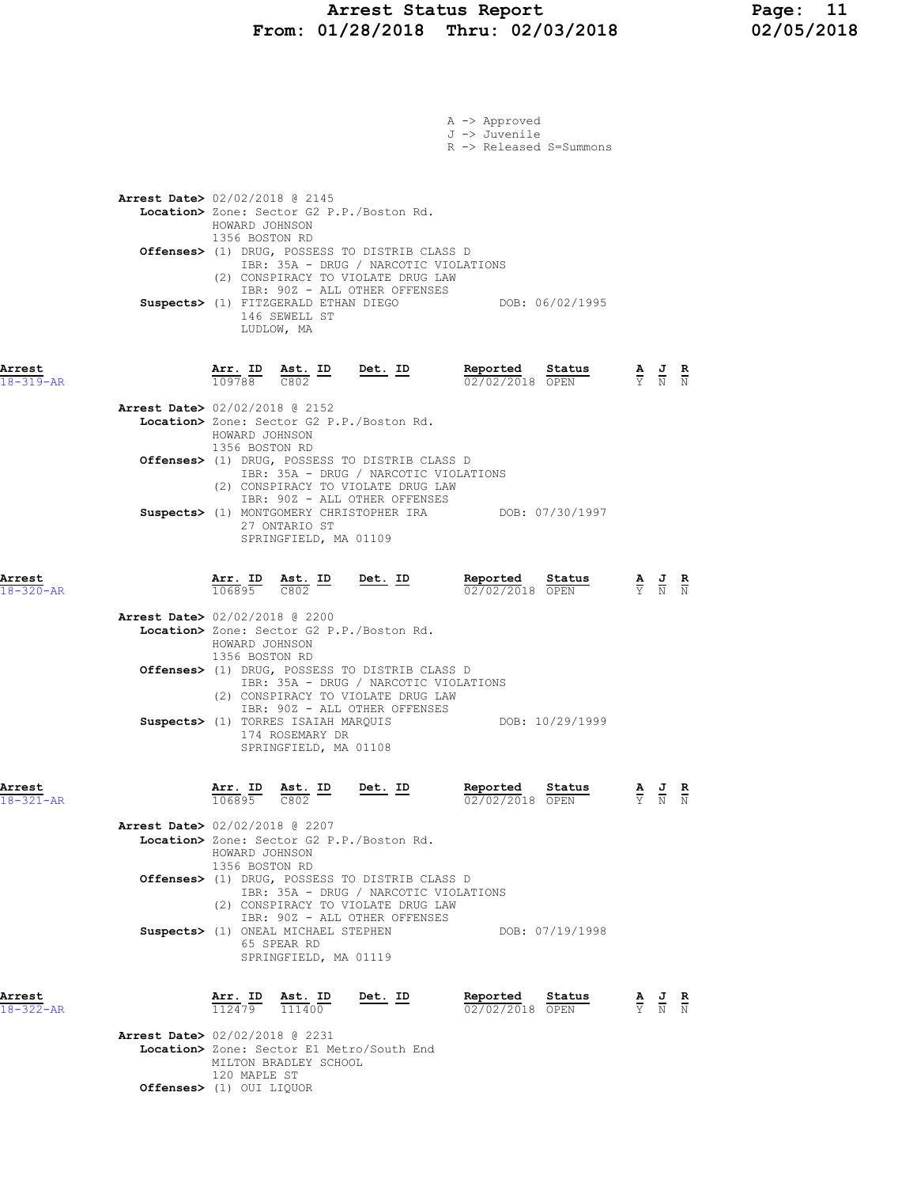A -> Approved
J -> Juvenile
R -> Released S=Summons

**Arrest Date>** 02/02/2018 @ 2145
**Location>** Zone: Sector G2 P.P./Boston Rd.
HOWARD JOHNSON
1356 BOSTON RD
**Offenses>** (1) DRUG, POSSESS TO DISTRIB CLASS D
IBR: 35A - DRUG / NARCOTIC VIOLATIONS
(2) CONSPIRACY TO VIOLATE DRUG LAW
IBR: 90Z - ALL OTHER OFFENSES
**Suspects>** (1) FITZGERALD ETHAN DIEGO DOB: 06/02/1995
146 SEWELL ST
LUDLOW, MA

| Arrest | Arr. ID | Ast. ID | Det. ID | Reported | Status | A | J | R |
|---|---|---|---|---|---|---|---|---|
| 18-319-AR | 109788 | C802 | | 02/02/2018 | OPEN | Y | N | N |

**Arrest Date>** 02/02/2018 @ 2152
**Location>** Zone: Sector G2 P.P./Boston Rd.
HOWARD JOHNSON
1356 BOSTON RD
**Offenses>** (1) DRUG, POSSESS TO DISTRIB CLASS D
IBR: 35A - DRUG / NARCOTIC VIOLATIONS
(2) CONSPIRACY TO VIOLATE DRUG LAW
IBR: 90Z - ALL OTHER OFFENSES
**Suspects>** (1) MONTGOMERY CHRISTOPHER IRA DOB: 07/30/1997
27 ONTARIO ST
SPRINGFIELD, MA 01109

| Arrest | Arr. ID | Ast. ID | Det. ID | Reported | Status | A | J | R |
|---|---|---|---|---|---|---|---|---|
| 18-320-AR | 106895 | C802 | | 02/02/2018 | OPEN | Y | N | N |

**Arrest Date>** 02/02/2018 @ 2200
**Location>** Zone: Sector G2 P.P./Boston Rd.
HOWARD JOHNSON
1356 BOSTON RD
**Offenses>** (1) DRUG, POSSESS TO DISTRIB CLASS D
IBR: 35A - DRUG / NARCOTIC VIOLATIONS
(2) CONSPIRACY TO VIOLATE DRUG LAW
IBR: 90Z - ALL OTHER OFFENSES
**Suspects>** (1) TORRES ISAIAH MARQUIS DOB: 10/29/1999
174 ROSEMARY DR
SPRINGFIELD, MA 01108

| Arrest | Arr. ID | Ast. ID | Det. ID | Reported | Status | A | J | R |
|---|---|---|---|---|---|---|---|---|
| 18-321-AR | 106895 | C802 | | 02/02/2018 | OPEN | Y | N | N |

**Arrest Date>** 02/02/2018 @ 2207
**Location>** Zone: Sector G2 P.P./Boston Rd.
HOWARD JOHNSON
1356 BOSTON RD
**Offenses>** (1) DRUG, POSSESS TO DISTRIB CLASS D
IBR: 35A - DRUG / NARCOTIC VIOLATIONS
(2) CONSPIRACY TO VIOLATE DRUG LAW
IBR: 90Z - ALL OTHER OFFENSES
**Suspects>** (1) ONEAL MICHAEL STEPHEN DOB: 07/19/1998
65 SPEAR RD
SPRINGFIELD, MA 01119

| Arrest | Arr. ID | Ast. ID | Det. ID | Reported | Status | A | J | R |
|---|---|---|---|---|---|---|---|---|
| 18-322-AR | 112479 | 111400 | | 02/02/2018 | OPEN | Y | N | N |

**Arrest Date>** 02/02/2018 @ 2231
**Location>** Zone: Sector E1 Metro/South End
MILTON BRADLEY SCHOOL
120 MAPLE ST
**Offenses>** (1) OUI LIQUOR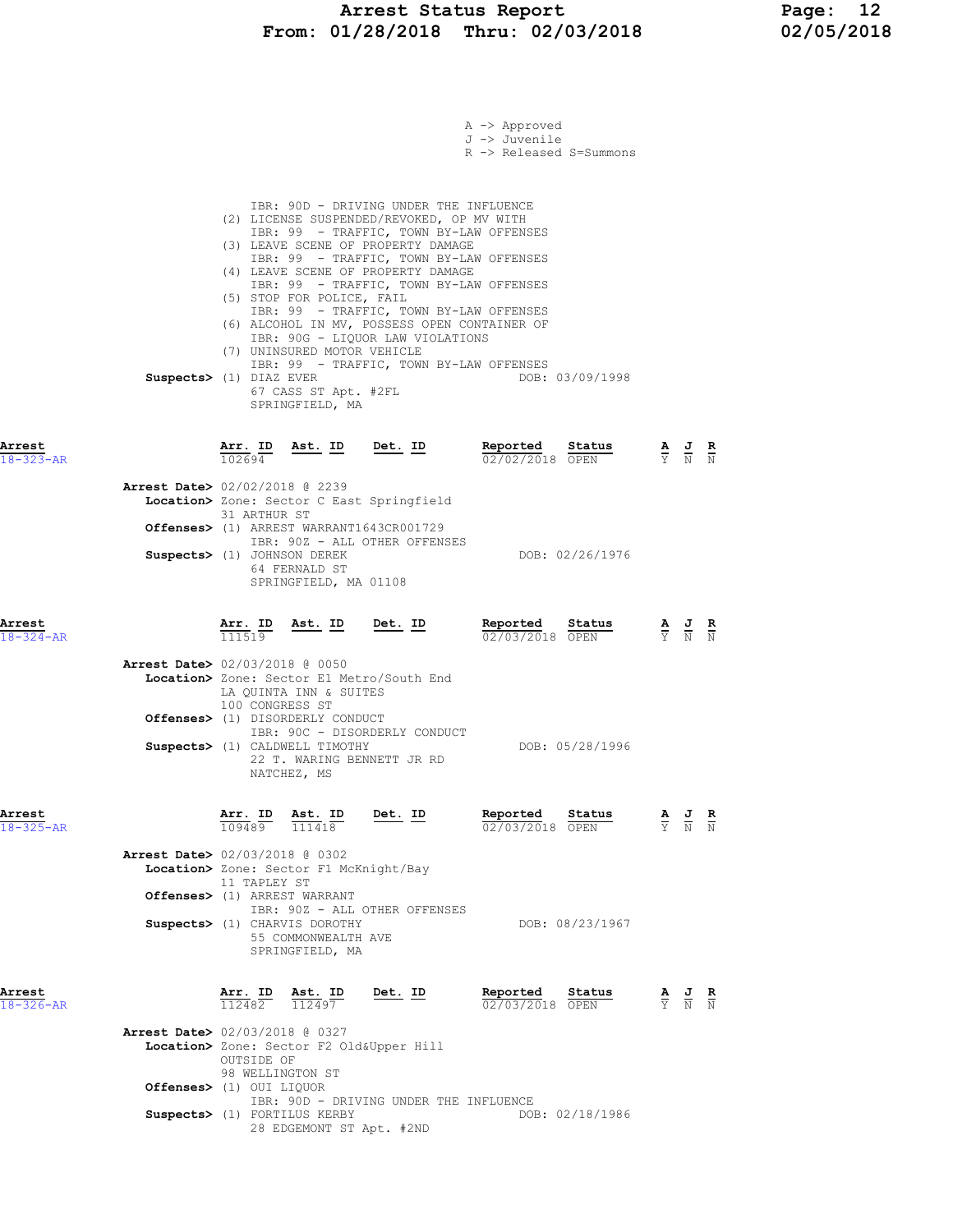A -> Approved
J -> Juvenile
R -> Released S=Summons

IBR: 90D - DRIVING UNDER THE INFLUENCE
(2) LICENSE SUSPENDED/REVOKED, OP MV WITH
IBR: 99 - TRAFFIC, TOWN BY-LAW OFFENSES
(3) LEAVE SCENE OF PROPERTY DAMAGE
IBR: 99 - TRAFFIC, TOWN BY-LAW OFFENSES
(4) LEAVE SCENE OF PROPERTY DAMAGE
IBR: 99 - TRAFFIC, TOWN BY-LAW OFFENSES
(5) STOP FOR POLICE, FAIL
IBR: 99 - TRAFFIC, TOWN BY-LAW OFFENSES
(6) ALCOHOL IN MV, POSSESS OPEN CONTAINER OF
IBR: 90G - LIQUOR LAW VIOLATIONS
(7) UNINSURED MOTOR VEHICLE
IBR: 99 - TRAFFIC, TOWN BY-LAW OFFENSES

**Suspects>** (1) DIAZ EVER DOB: 03/09/1998
67 CASS ST Apt. #2FL
SPRINGFIELD, MA

| Arrest | Arr. ID | Ast. ID | Det. ID | Reported | Status | A | J | R |
|---|---|---|---|---|---|---|---|---|
| 18-323-AR | 102694 | | | 02/02/2018 | OPEN | Y | N | N |

**Arrest Date>** 02/02/2018 @ 2239
**Location>** Zone: Sector C East Springfield
31 ARTHUR ST
**Offenses>** (1) ARREST WARRANT1643CR001729
IBR: 90Z - ALL OTHER OFFENSES
**Suspects>** (1) JOHNSON DEREK DOB: 02/26/1976
64 FERNALD ST
SPRINGFIELD, MA 01108

| Arrest | Arr. ID | Ast. ID | Det. ID | Reported | Status | A | J | R |
|---|---|---|---|---|---|---|---|---|
| 18-324-AR | 111519 | | | 02/03/2018 | OPEN | Y | N | N |

**Arrest Date>** 02/03/2018 @ 0050
**Location>** Zone: Sector E1 Metro/South End
LA QUINTA INN & SUITES
100 CONGRESS ST
**Offenses>** (1) DISORDERLY CONDUCT
IBR: 90C - DISORDERLY CONDUCT
**Suspects>** (1) CALDWELL TIMOTHY DOB: 05/28/1996
22 T. WARING BENNETT JR RD
NATCHEZ, MS

| Arrest | Arr. ID | Ast. ID | Det. ID | Reported | Status | A | J | R |
|---|---|---|---|---|---|---|---|---|
| 18-325-AR | 109489 | 111418 | | 02/03/2018 | OPEN | Y | N | N |

**Arrest Date>** 02/03/2018 @ 0302
**Location>** Zone: Sector F1 McKnight/Bay
11 TAPLEY ST
**Offenses>** (1) ARREST WARRANT
IBR: 90Z - ALL OTHER OFFENSES
**Suspects>** (1) CHARVIS DOROTHY DOB: 08/23/1967
55 COMMONWEALTH AVE
SPRINGFIELD, MA

| Arrest | Arr. ID | Ast. ID | Det. ID | Reported | Status | A | J | R |
|---|---|---|---|---|---|---|---|---|
| 18-326-AR | 112482 | 112497 | | 02/03/2018 | OPEN | Y | N | N |

**Arrest Date>** 02/03/2018 @ 0327
**Location>** Zone: Sector F2 Old&Upper Hill
OUTSIDE OF
98 WELLINGTON ST
**Offenses>** (1) OUI LIQUOR
IBR: 90D - DRIVING UNDER THE INFLUENCE
**Suspects>** (1) FORTILUS KERBY DOB: 02/18/1986
28 EDGEMONT ST Apt. #2ND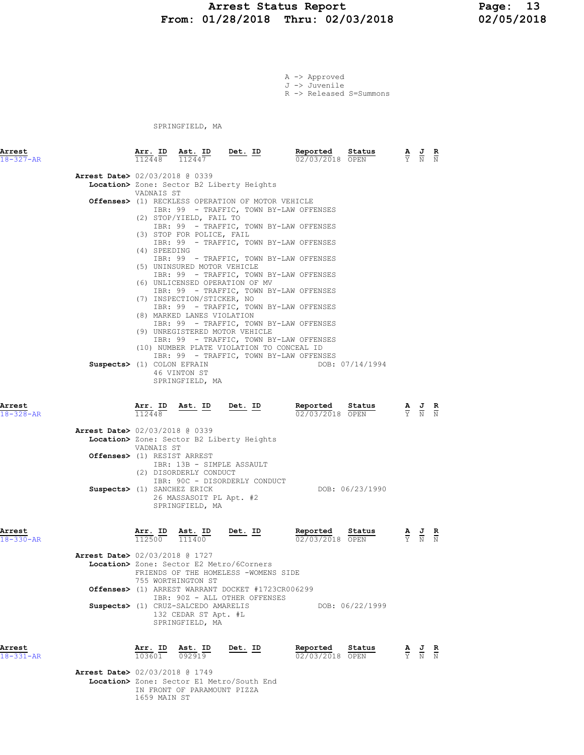A -> Approved
J -> Juvenile
R -> Released S=Summons

SPRINGFIELD, MA

| Arrest | Arr. ID | Ast. ID | Det. ID | Reported | Status | A | J | R |
|---|---|---|---|---|---|---|---|---|
| 18-327-AR | 112448 | 112447 | | 02/03/2018 | OPEN | Y | N | N |

**Arrest Date>** 02/03/2018 @ 0339
**Location>** Zone: Sector B2 Liberty Heights
VADNAIS ST
**Offenses>** (1) RECKLESS OPERATION OF MOTOR VEHICLE
IBR: 99 - TRAFFIC, TOWN BY-LAW OFFENSES
(2) STOP/YIELD, FAIL TO
IBR: 99 - TRAFFIC, TOWN BY-LAW OFFENSES
(3) STOP FOR POLICE, FAIL
IBR: 99 - TRAFFIC, TOWN BY-LAW OFFENSES
(4) SPEEDING
IBR: 99 - TRAFFIC, TOWN BY-LAW OFFENSES
(5) UNINSURED MOTOR VEHICLE
IBR: 99 - TRAFFIC, TOWN BY-LAW OFFENSES
(6) UNLICENSED OPERATION OF MV
IBR: 99 - TRAFFIC, TOWN BY-LAW OFFENSES
(7) INSPECTION/STICKER, NO
IBR: 99 - TRAFFIC, TOWN BY-LAW OFFENSES
(8) MARKED LANES VIOLATION
IBR: 99 - TRAFFIC, TOWN BY-LAW OFFENSES
(9) UNREGISTERED MOTOR VEHICLE
IBR: 99 - TRAFFIC, TOWN BY-LAW OFFENSES
(10) NUMBER PLATE VIOLATION TO CONCEAL ID
IBR: 99 - TRAFFIC, TOWN BY-LAW OFFENSES
**Suspects>** (1) COLON EFRAIN DOB: 07/14/1994
46 VINTON ST
SPRINGFIELD, MA

| Arrest | Arr. ID | Ast. ID | Det. ID | Reported | Status | A | J | R |
|---|---|---|---|---|---|---|---|---|
| 18-328-AR | 112448 | | | 02/03/2018 | OPEN | Y | N | N |

**Arrest Date>** 02/03/2018 @ 0339
**Location>** Zone: Sector B2 Liberty Heights
VADNAIS ST
**Offenses>** (1) RESIST ARREST
IBR: 13B - SIMPLE ASSAULT
(2) DISORDERLY CONDUCT
IBR: 90C - DISORDERLY CONDUCT
**Suspects>** (1) SANCHEZ ERICK DOB: 06/23/1990
26 MASSASOIT PL Apt. #2
SPRINGFIELD, MA

| Arrest | Arr. ID | Ast. ID | Det. ID | Reported | Status | A | J | R |
|---|---|---|---|---|---|---|---|---|
| 18-330-AR | 112500 | 111400 | | 02/03/2018 | OPEN | Y | N | N |

**Arrest Date>** 02/03/2018 @ 1727
**Location>** Zone: Sector E2 Metro/6Corners
FRIENDS OF THE HOMELESS -WOMENS SIDE
755 WORTHINGTON ST
**Offenses>** (1) ARREST WARRANT DOCKET #1723CR006299
IBR: 90Z - ALL OTHER OFFENSES
**Suspects>** (1) CRUZ-SALCEDO AMARELIS DOB: 06/22/1999
132 CEDAR ST Apt. #L
SPRINGFIELD, MA

| Arrest | Arr. ID | Ast. ID | Det. ID | Reported | Status | A | J | R |
|---|---|---|---|---|---|---|---|---|
| 18-331-AR | 103601 | 092919 | | 02/03/2018 | OPEN | Y | N | N |

**Arrest Date>** 02/03/2018 @ 1749
**Location>** Zone: Sector E1 Metro/South End
IN FRONT OF PARAMOUNT PIZZA
1659 MAIN ST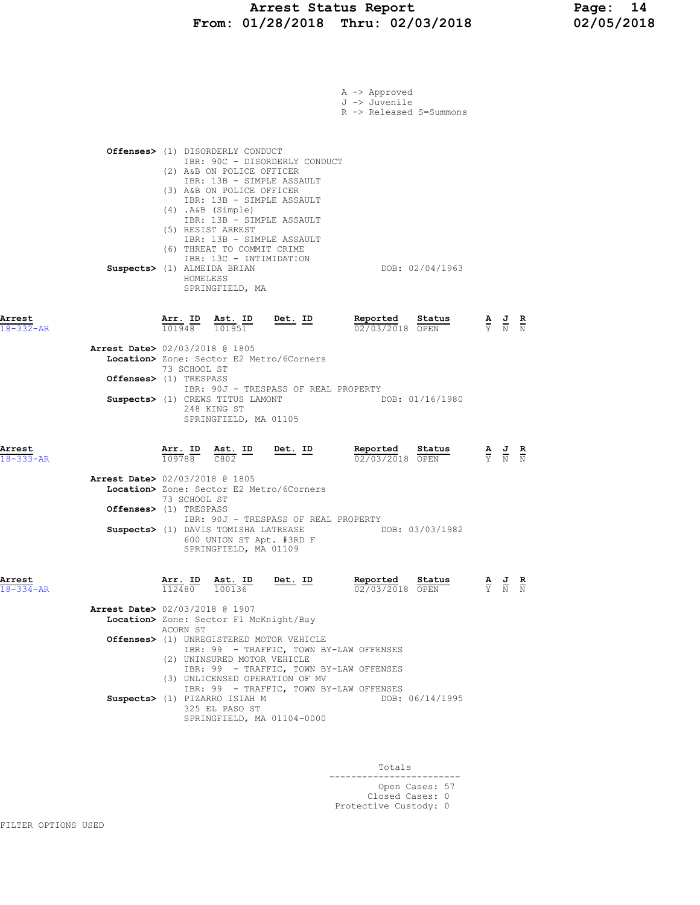A -> Approved
J -> Juvenile
R -> Released S=Summons

**Offenses>** (1) DISORDERLY CONDUCT
IBR: 90C - DISORDERLY CONDUCT
(2) A&B ON POLICE OFFICER
IBR: 13B - SIMPLE ASSAULT
(3) A&B ON POLICE OFFICER
IBR: 13B - SIMPLE ASSAULT
(4) .A&B (Simple)
IBR: 13B - SIMPLE ASSAULT
(5) RESIST ARREST
IBR: 13B - SIMPLE ASSAULT
(6) THREAT TO COMMIT CRIME
IBR: 13C - INTIMIDATION

**Suspects>** (1) ALMEIDA BRIAN — DOB: 02/04/1963
HOMELESS
SPRINGFIELD, MA

| Arrest | Arr. ID | Ast. ID | Det. ID | Reported | Status | A | J | R |
|---|---|---|---|---|---|---|---|---|
| 18-332-AR | 101948 | 101951 | | 02/03/2018 | OPEN | Y | N | N |

**Arrest Date>** 02/03/2018 @ 1805
**Location>** Zone: Sector E2 Metro/6Corners
73 SCHOOL ST
**Offenses>** (1) TRESPASS
IBR: 90J - TRESPASS OF REAL PROPERTY
**Suspects>** (1) CREWS TITUS LAMONT — DOB: 01/16/1980
248 KING ST
SPRINGFIELD, MA 01105

| Arrest | Arr. ID | Ast. ID | Det. ID | Reported | Status | A | J | R |
|---|---|---|---|---|---|---|---|---|
| 18-333-AR | 109788 | C802 | | 02/03/2018 | OPEN | Y | N | N |

**Arrest Date>** 02/03/2018 @ 1805
**Location>** Zone: Sector E2 Metro/6Corners
73 SCHOOL ST
**Offenses>** (1) TRESPASS
IBR: 90J - TRESPASS OF REAL PROPERTY
**Suspects>** (1) DAVIS TOMISHA LATREASE — DOB: 03/03/1982
600 UNION ST Apt. #3RD F
SPRINGFIELD, MA 01109

| Arrest | Arr. ID | Ast. ID | Det. ID | Reported | Status | A | J | R |
|---|---|---|---|---|---|---|---|---|
| 18-334-AR | 112480 | 100136 | | 02/03/2018 | OPEN | Y | N | N |

**Arrest Date>** 02/03/2018 @ 1907
**Location>** Zone: Sector F1 McKnight/Bay
ACORN ST
**Offenses>** (1) UNREGISTERED MOTOR VEHICLE
IBR: 99 - TRAFFIC, TOWN BY-LAW OFFENSES
(2) UNINSURED MOTOR VEHICLE
IBR: 99 - TRAFFIC, TOWN BY-LAW OFFENSES
(3) UNLICENSED OPERATION OF MV
IBR: 99 - TRAFFIC, TOWN BY-LAW OFFENSES
**Suspects>** (1) PIZARRO ISIAH M — DOB: 06/14/1995
325 EL PASO ST
SPRINGFIELD, MA 01104-0000

Totals

Open Cases: 57
Closed Cases: 0
Protective Custody: 0

FILTER OPTIONS USED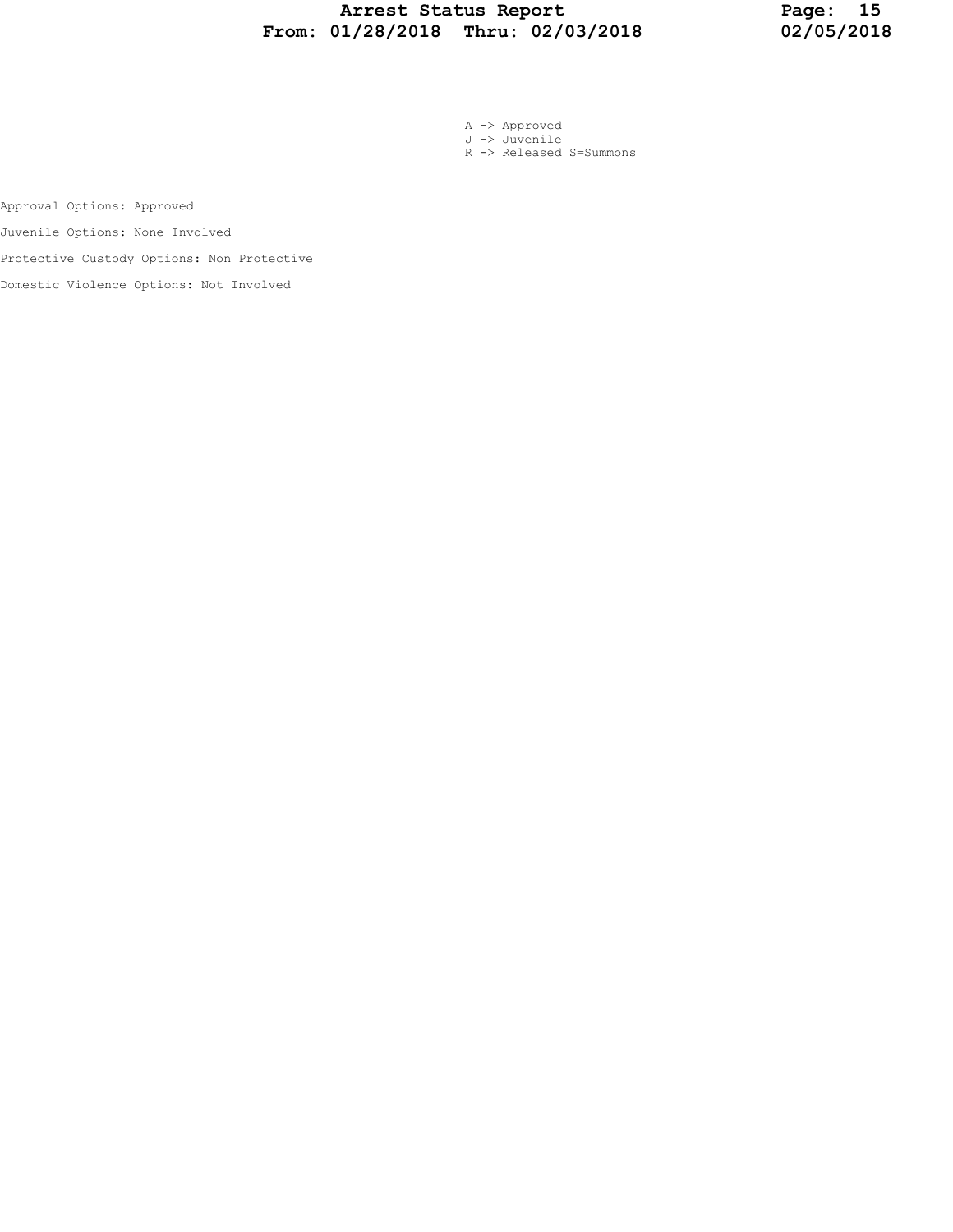A -> Approved
J -> Juvenile
R -> Released S=Summons

Approval Options: Approved

Juvenile Options: None Involved

Protective Custody Options: Non Protective

Domestic Violence Options: Not Involved